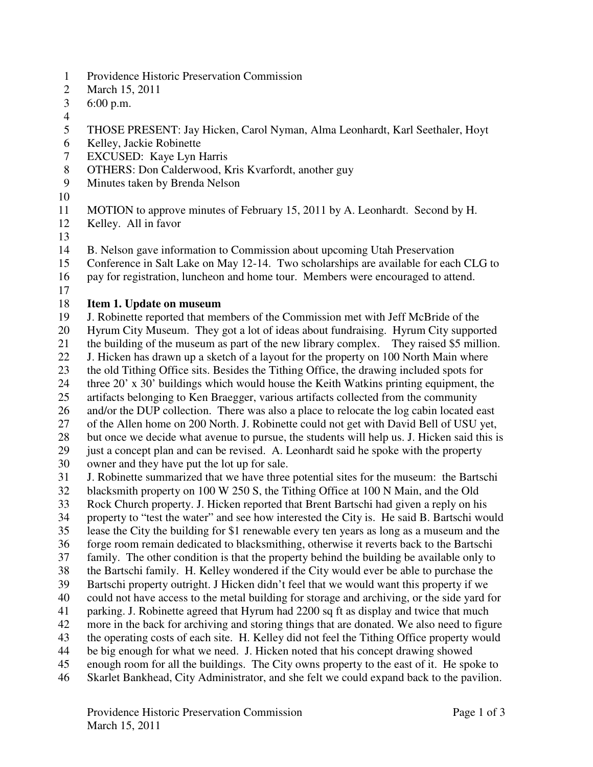Providence Historic Preservation Commission
March 15, 2011
6:00 p.m.

THOSE PRESENT: Jay Hicken, Carol Nyman, Alma Leonhardt, Karl Seethaler, Hoyt Kelley, Jackie Robinette
EXCUSED: Kaye Lyn Harris
OTHERS: Don Calderwood, Kris Kvarfordt, another guy
Minutes taken by Brenda Nelson

MOTION to approve minutes of February 15, 2011 by A. Leonhardt. Second by H. Kelley. All in favor

B. Nelson gave information to Commission about upcoming Utah Preservation Conference in Salt Lake on May 12-14. Two scholarships are available for each CLG to pay for registration, luncheon and home tour. Members were encouraged to attend.

**Item 1. Update on museum**

J. Robinette reported that members of the Commission met with Jeff McBride of the Hyrum City Museum. They got a lot of ideas about fundraising. Hyrum City supported the building of the museum as part of the new library complex. They raised $5 million. J. Hicken has drawn up a sketch of a layout for the property on 100 North Main where the old Tithing Office sits. Besides the Tithing Office, the drawing included spots for three 20' x 30' buildings which would house the Keith Watkins printing equipment, the artifacts belonging to Ken Braegger, various artifacts collected from the community and/or the DUP collection. There was also a place to relocate the log cabin located east of the Allen home on 200 North. J. Robinette could not get with David Bell of USU yet, but once we decide what avenue to pursue, the students will help us. J. Hicken said this is just a concept plan and can be revised. A. Leonhardt said he spoke with the property owner and they have put the lot up for sale.

J. Robinette summarized that we have three potential sites for the museum: the Bartschi blacksmith property on 100 W 250 S, the Tithing Office at 100 N Main, and the Old Rock Church property. J. Hicken reported that Brent Bartschi had given a reply on his property to "test the water" and see how interested the City is. He said B. Bartschi would lease the City the building for $1 renewable every ten years as long as a museum and the forge room remain dedicated to blacksmithing, otherwise it reverts back to the Bartschi family. The other condition is that the property behind the building be available only to the Bartschi family. H. Kelley wondered if the City would ever be able to purchase the Bartschi property outright. J Hicken didn't feel that we would want this property if we could not have access to the metal building for storage and archiving, or the side yard for parking. J. Robinette agreed that Hyrum had 2200 sq ft as display and twice that much more in the back for archiving and storing things that are donated. We also need to figure the operating costs of each site. H. Kelley did not feel the Tithing Office property would be big enough for what we need. J. Hicken noted that his concept drawing showed enough room for all the buildings. The City owns property to the east of it. He spoke to Skarlet Bankhead, City Administrator, and she felt we could expand back to the pavilion.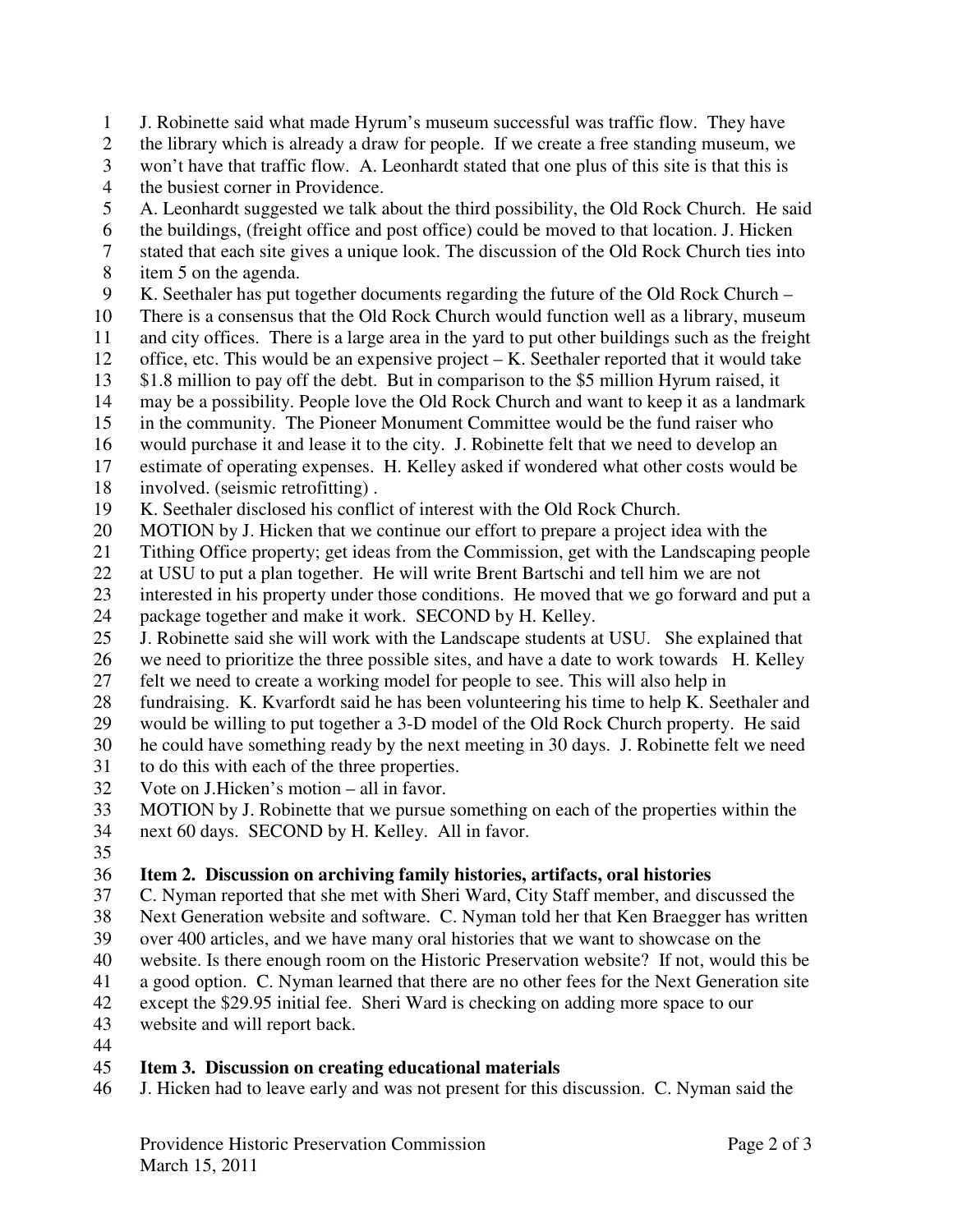J. Robinette said what made Hyrum's museum successful was traffic flow. They have the library which is already a draw for people. If we create a free standing museum, we won't have that traffic flow. A. Leonhardt stated that one plus of this site is that this is the busiest corner in Providence.

A. Leonhardt suggested we talk about the third possibility, the Old Rock Church. He said the buildings, (freight office and post office) could be moved to that location. J. Hicken stated that each site gives a unique look. The discussion of the Old Rock Church ties into item 5 on the agenda.

K. Seethaler has put together documents regarding the future of the Old Rock Church – There is a consensus that the Old Rock Church would function well as a library, museum and city offices. There is a large area in the yard to put other buildings such as the freight office, etc. This would be an expensive project – K. Seethaler reported that it would take $1.8 million to pay off the debt. But in comparison to the $5 million Hyrum raised, it may be a possibility. People love the Old Rock Church and want to keep it as a landmark in the community. The Pioneer Monument Committee would be the fund raiser who would purchase it and lease it to the city. J. Robinette felt that we need to develop an estimate of operating expenses. H. Kelley asked if wondered what other costs would be involved. (seismic retrofitting) .

K. Seethaler disclosed his conflict of interest with the Old Rock Church.

MOTION by J. Hicken that we continue our effort to prepare a project idea with the Tithing Office property; get ideas from the Commission, get with the Landscaping people at USU to put a plan together. He will write Brent Bartschi and tell him we are not interested in his property under those conditions. He moved that we go forward and put a package together and make it work. SECOND by H. Kelley.

J. Robinette said she will work with the Landscape students at USU. She explained that we need to prioritize the three possible sites, and have a date to work towards H. Kelley felt we need to create a working model for people to see. This will also help in fundraising. K. Kvarfordt said he has been volunteering his time to help K. Seethaler and would be willing to put together a 3-D model of the Old Rock Church property. He said he could have something ready by the next meeting in 30 days. J. Robinette felt we need to do this with each of the three properties.

Vote on J.Hicken's motion – all in favor.

MOTION by J. Robinette that we pursue something on each of the properties within the next 60 days. SECOND by H. Kelley. All in favor.

**Item 2. Discussion on archiving family histories, artifacts, oral histories**

C. Nyman reported that she met with Sheri Ward, City Staff member, and discussed the Next Generation website and software. C. Nyman told her that Ken Braegger has written over 400 articles, and we have many oral histories that we want to showcase on the website. Is there enough room on the Historic Preservation website? If not, would this be a good option. C. Nyman learned that there are no other fees for the Next Generation site except the $29.95 initial fee. Sheri Ward is checking on adding more space to our website and will report back.

**Item 3. Discussion on creating educational materials**

J. Hicken had to leave early and was not present for this discussion. C. Nyman said the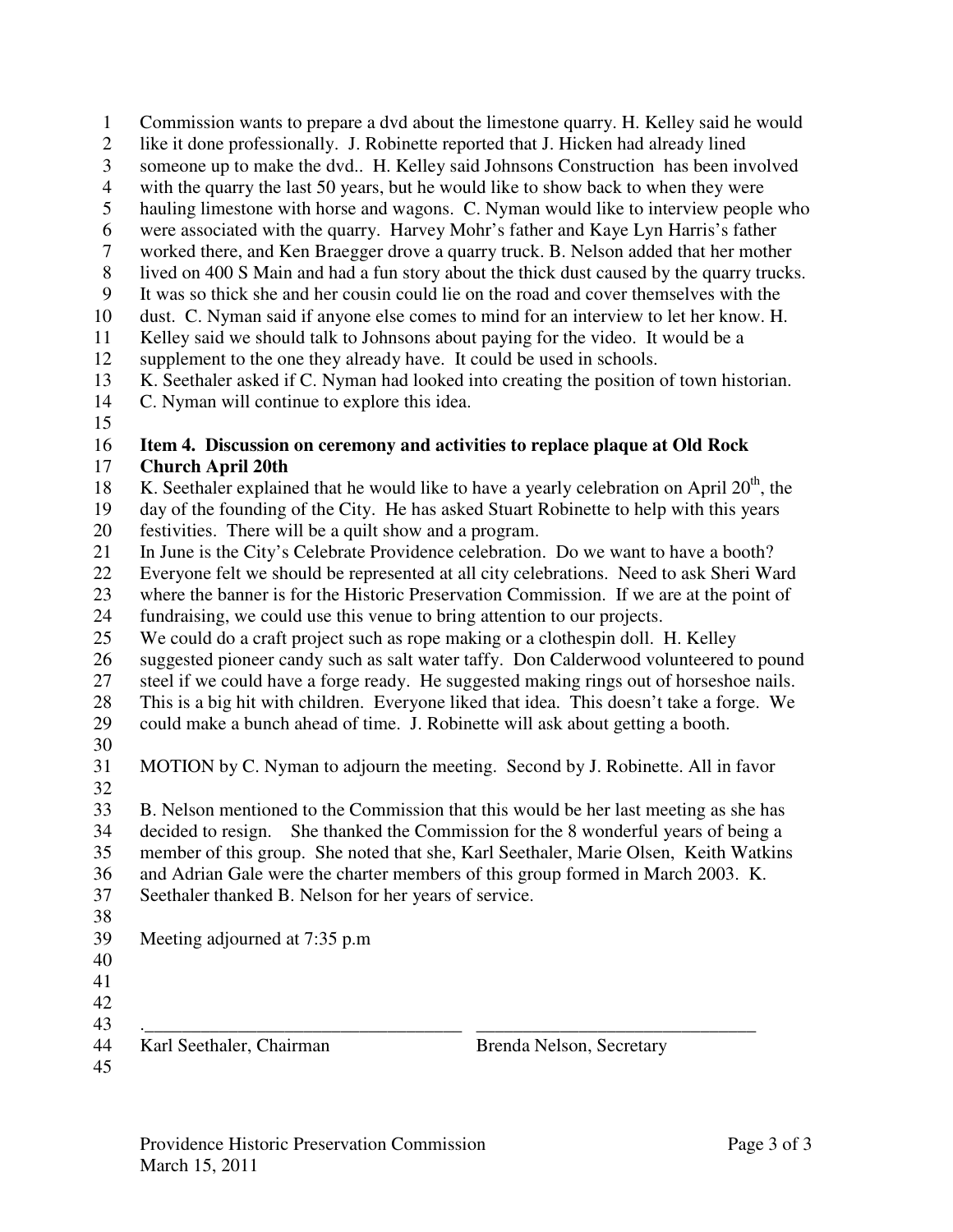Commission wants to prepare a dvd about the limestone quarry. H. Kelley said he would like it done professionally. J. Robinette reported that J. Hicken had already lined someone up to make the dvd.. H. Kelley said Johnsons Construction has been involved with the quarry the last 50 years, but he would like to show back to when they were hauling limestone with horse and wagons. C. Nyman would like to interview people who were associated with the quarry. Harvey Mohr's father and Kaye Lyn Harris's father worked there, and Ken Braegger drove a quarry truck. B. Nelson added that her mother lived on 400 S Main and had a fun story about the thick dust caused by the quarry trucks. It was so thick she and her cousin could lie on the road and cover themselves with the dust. C. Nyman said if anyone else comes to mind for an interview to let her know. H. Kelley said we should talk to Johnsons about paying for the video. It would be a supplement to the one they already have. It could be used in schools.
K. Seethaler asked if C. Nyman had looked into creating the position of town historian. C. Nyman will continue to explore this idea.

**Item 4. Discussion on ceremony and activities to replace plaque at Old Rock Church April 20th**

K. Seethaler explained that he would like to have a yearly celebration on April 20th, the day of the founding of the City. He has asked Stuart Robinette to help with this years festivities. There will be a quilt show and a program.
In June is the City's Celebrate Providence celebration. Do we want to have a booth? Everyone felt we should be represented at all city celebrations. Need to ask Sheri Ward where the banner is for the Historic Preservation Commission. If we are at the point of fundraising, we could use this venue to bring attention to our projects.
We could do a craft project such as rope making or a clothespin doll. H. Kelley suggested pioneer candy such as salt water taffy. Don Calderwood volunteered to pound steel if we could have a forge ready. He suggested making rings out of horseshoe nails. This is a big hit with children. Everyone liked that idea. This doesn't take a forge. We could make a bunch ahead of time. J. Robinette will ask about getting a booth.

MOTION by C. Nyman to adjourn the meeting. Second by J. Robinette. All in favor

B. Nelson mentioned to the Commission that this would be her last meeting as she has decided to resign. She thanked the Commission for the 8 wonderful years of being a member of this group. She noted that she, Karl Seethaler, Marie Olsen, Keith Watkins and Adrian Gale were the charter members of this group formed in March 2003. K. Seethaler thanked B. Nelson for her years of service.

Meeting adjourned at 7:35 p.m

.\_\_\_\_\_\_\_\_\_\_\_\_\_\_\_\_\_\_\_\_\_\_\_\_\_\_\_\_\_\_\_\_\_\_ \_\_\_\_\_\_\_\_\_\_\_\_\_\_\_\_\_\_\_\_\_\_\_\_\_\_\_\_\_\_

Karl Seethaler, Chairman    Brenda Nelson, Secretary

Providence Historic Preservation Commission
March 15, 2011